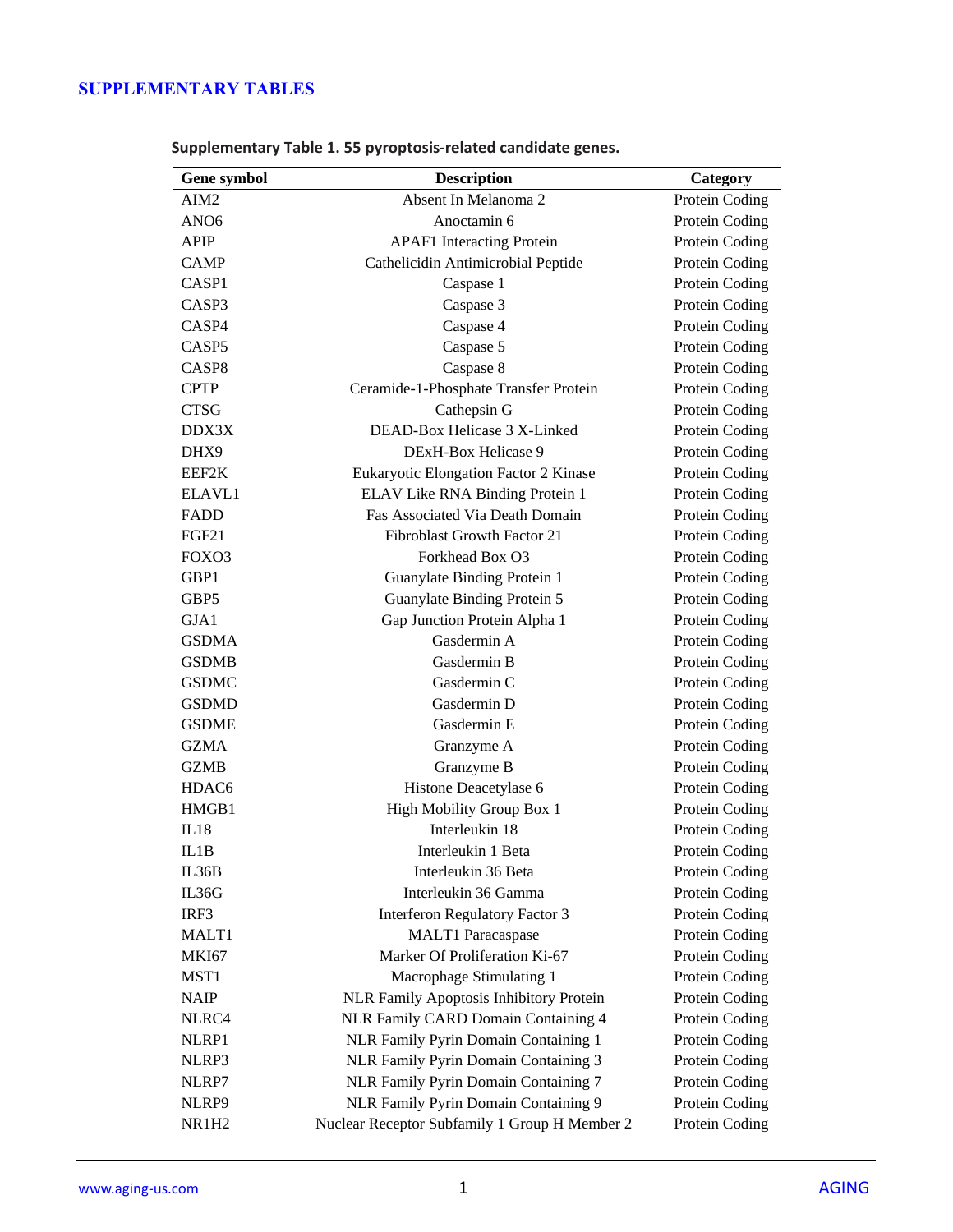# SUPPLEMENTARY TABLES

**Supplementary Table 1. 55 pyroptosis-related candidate genes.**

| Gene symbol | Description | Category |
|---|---|---|
| AIM2 | Absent In Melanoma 2 | Protein Coding |
| ANO6 | Anoctamin 6 | Protein Coding |
| APIP | APAF1 Interacting Protein | Protein Coding |
| CAMP | Cathelicidin Antimicrobial Peptide | Protein Coding |
| CASP1 | Caspase 1 | Protein Coding |
| CASP3 | Caspase 3 | Protein Coding |
| CASP4 | Caspase 4 | Protein Coding |
| CASP5 | Caspase 5 | Protein Coding |
| CASP8 | Caspase 8 | Protein Coding |
| CPTP | Ceramide-1-Phosphate Transfer Protein | Protein Coding |
| CTSG | Cathepsin G | Protein Coding |
| DDX3X | DEAD-Box Helicase 3 X-Linked | Protein Coding |
| DHX9 | DExH-Box Helicase 9 | Protein Coding |
| EEF2K | Eukaryotic Elongation Factor 2 Kinase | Protein Coding |
| ELAVL1 | ELAV Like RNA Binding Protein 1 | Protein Coding |
| FADD | Fas Associated Via Death Domain | Protein Coding |
| FGF21 | Fibroblast Growth Factor 21 | Protein Coding |
| FOXO3 | Forkhead Box O3 | Protein Coding |
| GBP1 | Guanylate Binding Protein 1 | Protein Coding |
| GBP5 | Guanylate Binding Protein 5 | Protein Coding |
| GJA1 | Gap Junction Protein Alpha 1 | Protein Coding |
| GSDMA | Gasdermin A | Protein Coding |
| GSDMB | Gasdermin B | Protein Coding |
| GSDMC | Gasdermin C | Protein Coding |
| GSDMD | Gasdermin D | Protein Coding |
| GSDME | Gasdermin E | Protein Coding |
| GZMA | Granzyme A | Protein Coding |
| GZMB | Granzyme B | Protein Coding |
| HDAC6 | Histone Deacetylase 6 | Protein Coding |
| HMGB1 | High Mobility Group Box 1 | Protein Coding |
| IL18 | Interleukin 18 | Protein Coding |
| IL1B | Interleukin 1 Beta | Protein Coding |
| IL36B | Interleukin 36 Beta | Protein Coding |
| IL36G | Interleukin 36 Gamma | Protein Coding |
| IRF3 | Interferon Regulatory Factor 3 | Protein Coding |
| MALT1 | MALT1 Paracaspase | Protein Coding |
| MKI67 | Marker Of Proliferation Ki-67 | Protein Coding |
| MST1 | Macrophage Stimulating 1 | Protein Coding |
| NAIP | NLR Family Apoptosis Inhibitory Protein | Protein Coding |
| NLRC4 | NLR Family CARD Domain Containing 4 | Protein Coding |
| NLRP1 | NLR Family Pyrin Domain Containing 1 | Protein Coding |
| NLRP3 | NLR Family Pyrin Domain Containing 3 | Protein Coding |
| NLRP7 | NLR Family Pyrin Domain Containing 7 | Protein Coding |
| NLRP9 | NLR Family Pyrin Domain Containing 9 | Protein Coding |
| NR1H2 | Nuclear Receptor Subfamily 1 Group H Member 2 | Protein Coding |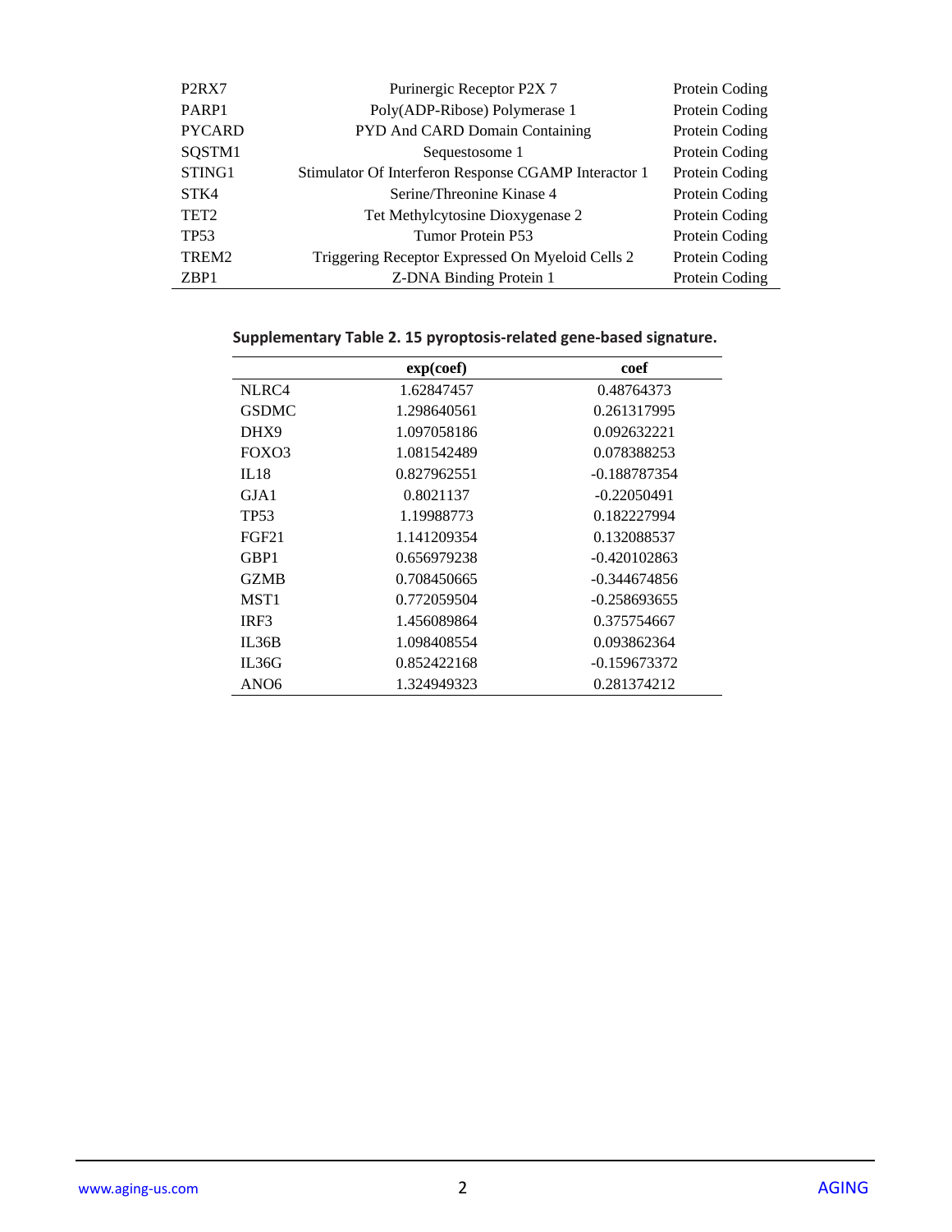| | | |
|---|---|---|
| P2RX7 | Purinergic Receptor P2X 7 | Protein Coding |
| PARP1 | Poly(ADP-Ribose) Polymerase 1 | Protein Coding |
| PYCARD | PYD And CARD Domain Containing | Protein Coding |
| SQSTM1 | Sequestosome 1 | Protein Coding |
| STING1 | Stimulator Of Interferon Response CGAMP Interactor 1 | Protein Coding |
| STK4 | Serine/Threonine Kinase 4 | Protein Coding |
| TET2 | Tet Methylcytosine Dioxygenase 2 | Protein Coding |
| TP53 | Tumor Protein P53 | Protein Coding |
| TREM2 | Triggering Receptor Expressed On Myeloid Cells 2 | Protein Coding |
| ZBP1 | Z-DNA Binding Protein 1 | Protein Coding |

**Supplementary Table 2. 15 pyroptosis-related gene-based signature.**

| | exp(coef) | coef |
|---|---|---|
| NLRC4 | 1.62847457 | 0.48764373 |
| GSDMC | 1.298640561 | 0.261317995 |
| DHX9 | 1.097058186 | 0.092632221 |
| FOXO3 | 1.081542489 | 0.078388253 |
| IL18 | 0.827962551 | -0.188787354 |
| GJA1 | 0.8021137 | -0.22050491 |
| TP53 | 1.19988773 | 0.182227994 |
| FGF21 | 1.141209354 | 0.132088537 |
| GBP1 | 0.656979238 | -0.420102863 |
| GZMB | 0.708450665 | -0.344674856 |
| MST1 | 0.772059504 | -0.258693655 |
| IRF3 | 1.456089864 | 0.375754667 |
| IL36B | 1.098408554 | 0.093862364 |
| IL36G | 0.852422168 | -0.159673372 |
| ANO6 | 1.324949323 | 0.281374212 |